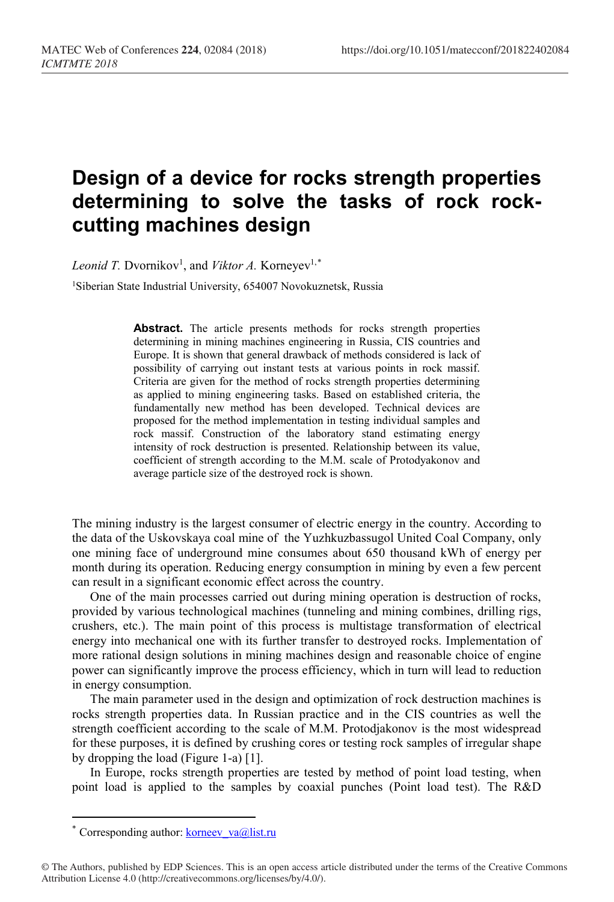# Design of a device for rocks strength properties determining to solve the tasks of rock rock-cutting machines design

*Leonid T.* Dvornikov[1], and *Viktor A.* Korneyev[1,*]

[1]Siberian State Industrial University, 654007 Novokuznetsk, Russia

**Abstract.** The article presents methods for rocks strength properties determining in mining machines engineering in Russia, CIS countries and Europe. It is shown that general drawback of methods considered is lack of possibility of carrying out instant tests at various points in rock massif. Criteria are given for the method of rocks strength properties determining as applied to mining engineering tasks. Based on established criteria, the fundamentally new method has been developed. Technical devices are proposed for the method implementation in testing individual samples and rock massif. Construction of the laboratory stand estimating energy intensity of rock destruction is presented. Relationship between its value, coefficient of strength according to the M.M. scale of Protodyakonov and average particle size of the destroyed rock is shown.

The mining industry is the largest consumer of electric energy in the country. According to the data of the Uskovskaya coal mine of the Yuzhkuzbassugol United Coal Company, only one mining face of underground mine consumes about 650 thousand kWh of energy per month during its operation. Reducing energy consumption in mining by even a few percent can result in a significant economic effect across the country.

One of the main processes carried out during mining operation is destruction of rocks, provided by various technological machines (tunneling and mining combines, drilling rigs, crushers, etc.). The main point of this process is multistage transformation of electrical energy into mechanical one with its further transfer to destroyed rocks. Implementation of more rational design solutions in mining machines design and reasonable choice of engine power can significantly improve the process efficiency, which in turn will lead to reduction in energy consumption.

The main parameter used in the design and optimization of rock destruction machines is rocks strength properties data. In Russian practice and in the CIS countries as well the strength coefficient according to the scale of M.M. Protodjakonov is the most widespread for these purposes, it is defined by crushing cores or testing rock samples of irregular shape by dropping the load (Figure 1-a) [1].

In Europe, rocks strength properties are tested by method of point load testing, when point load is applied to the samples by coaxial punches (Point load test). The R&D

---

[*] Corresponding author: korneev_va@list.ru

© The Authors, published by EDP Sciences. This is an open access article distributed under the terms of the Creative Commons Attribution License 4.0 (http://creativecommons.org/licenses/by/4.0/).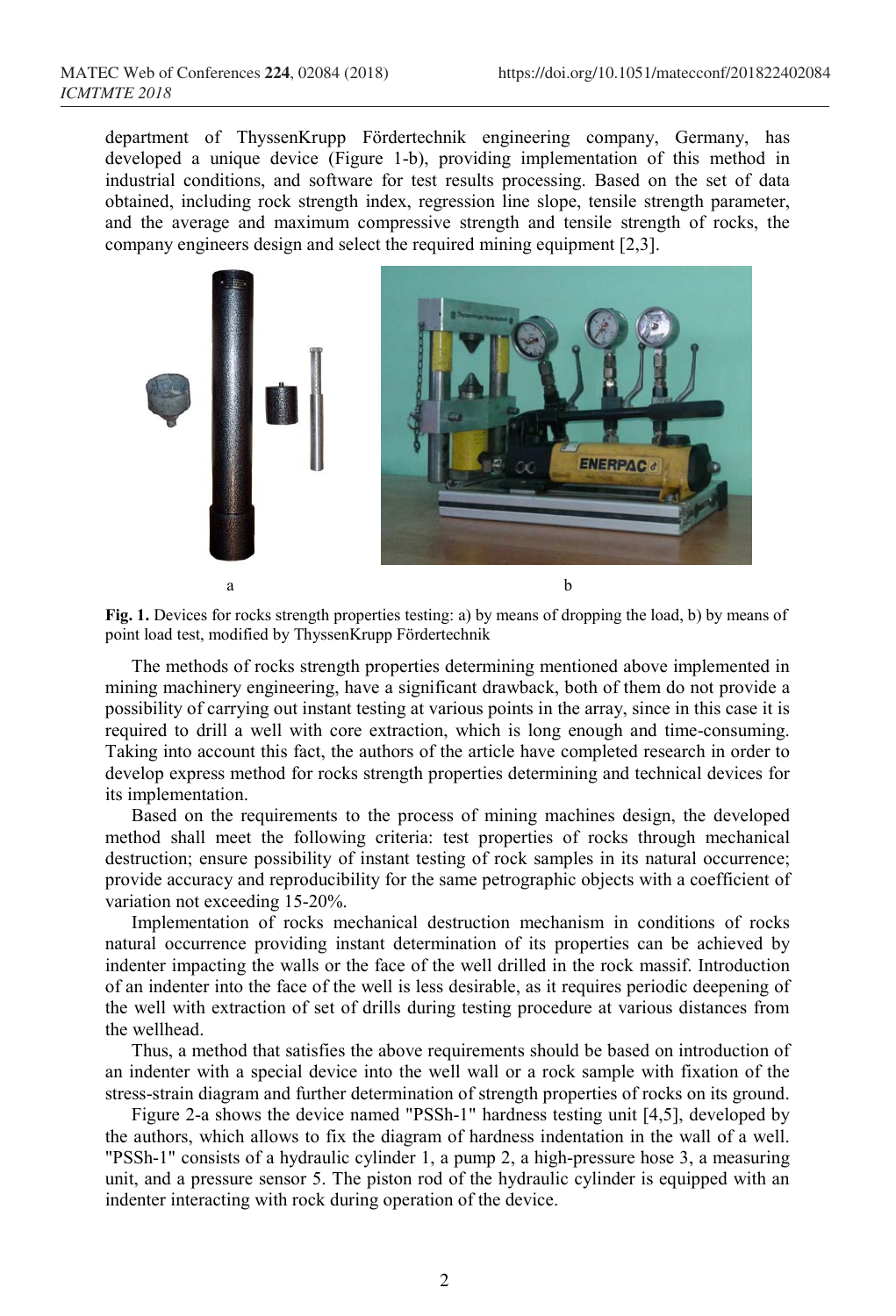department of ThyssenKrupp Fördertechnik engineering company, Germany, has developed a unique device (Figure 1-b), providing implementation of this method in industrial conditions, and software for test results processing. Based on the set of data obtained, including rock strength index, regression line slope, tensile strength parameter, and the average and maximum compressive strength and tensile strength of rocks, the company engineers design and select the required mining equipment [2,3].

a

b

**Fig. 1.** Devices for rocks strength properties testing: a) by means of dropping the load, b) by means of point load test, modified by ThyssenKrupp Fördertechnik

The methods of rocks strength properties determining mentioned above implemented in mining machinery engineering, have a significant drawback, both of them do not provide a possibility of carrying out instant testing at various points in the array, since in this case it is required to drill a well with core extraction, which is long enough and time-consuming. Taking into account this fact, the authors of the article have completed research in order to develop express method for rocks strength properties determining and technical devices for its implementation.

Based on the requirements to the process of mining machines design, the developed method shall meet the following criteria: test properties of rocks through mechanical destruction; ensure possibility of instant testing of rock samples in its natural occurrence; provide accuracy and reproducibility for the same petrographic objects with a coefficient of variation not exceeding 15-20%.

Implementation of rocks mechanical destruction mechanism in conditions of rocks natural occurrence providing instant determination of its properties can be achieved by indenter impacting the walls or the face of the well drilled in the rock massif. Introduction of an indenter into the face of the well is less desirable, as it requires periodic deepening of the well with extraction of set of drills during testing procedure at various distances from the wellhead.

Thus, a method that satisfies the above requirements should be based on introduction of an indenter with a special device into the well wall or a rock sample with fixation of the stress-strain diagram and further determination of strength properties of rocks on its ground.

Figure 2-a shows the device named "PSSh-1" hardness testing unit [4,5], developed by the authors, which allows to fix the diagram of hardness indentation in the wall of a well. "PSSh-1" consists of a hydraulic cylinder 1, a pump 2, a high-pressure hose 3, a measuring unit, and a pressure sensor 5. The piston rod of the hydraulic cylinder is equipped with an indenter interacting with rock during operation of the device.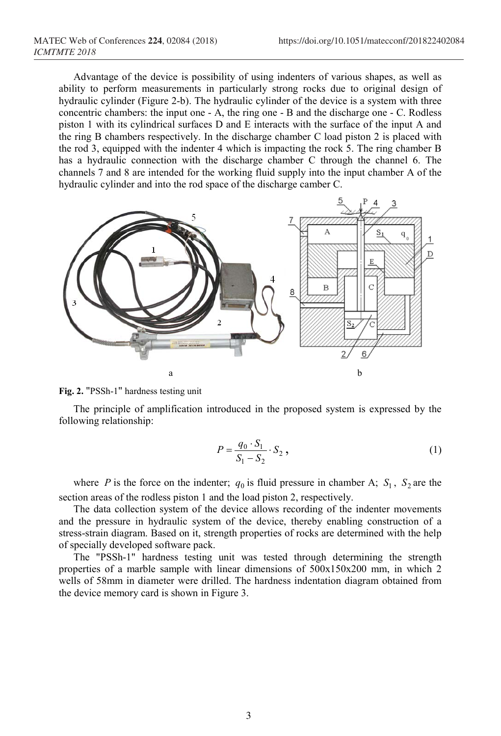Advantage of the device is possibility of using indenters of various shapes, as well as ability to perform measurements in particularly strong rocks due to original design of hydraulic cylinder (Figure 2-b). The hydraulic cylinder of the device is a system with three concentric chambers: the input one - A, the ring one - B and the discharge one - C. Rodless piston 1 with its cylindrical surfaces D and E interacts with the surface of the input A and the ring B chambers respectively. In the discharge chamber C load piston 2 is placed with the rod 3, equipped with the indenter 4 which is impacting the rock 5. The ring chamber B has a hydraulic connection with the discharge chamber C through the channel 6. The channels 7 and 8 are intended for the working fluid supply into the input chamber A of the hydraulic cylinder and into the rod space of the discharge camber C.

**Fig. 2.** "PSSh-1" hardness testing unit

The principle of amplification introduced in the proposed system is expressed by the following relationship:

$$P = \frac{q_0 \cdot S_1}{S_1 - S_2} \cdot S_2 , \tag{1}$$

where $P$ is the force on the indenter; $q_0$ is fluid pressure in chamber A; $S_1$, $S_2$ are the section areas of the rodless piston 1 and the load piston 2, respectively.

The data collection system of the device allows recording of the indenter movements and the pressure in hydraulic system of the device, thereby enabling construction of a stress-strain diagram. Based on it, strength properties of rocks are determined with the help of specially developed software pack.

The "PSSh-1" hardness testing unit was tested through determining the strength properties of a marble sample with linear dimensions of 500x150x200 mm, in which 2 wells of 58mm in diameter were drilled. The hardness indentation diagram obtained from the device memory card is shown in Figure 3.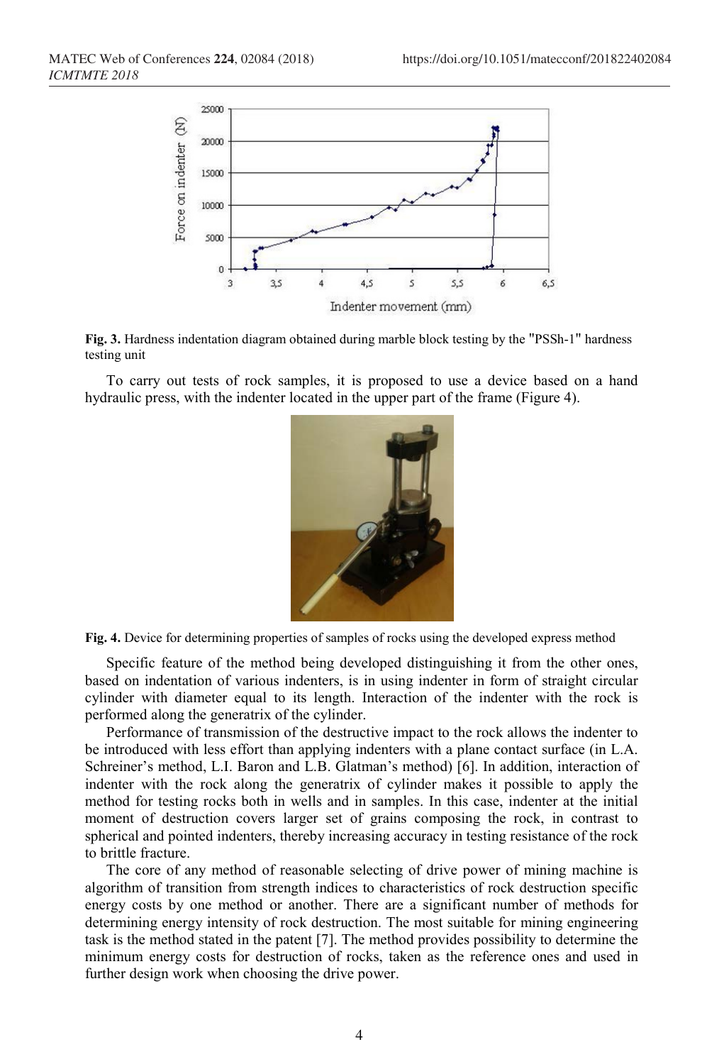**Fig. 3.** Hardness indentation diagram obtained during marble block testing by the "PSSh-1" hardness testing unit

To carry out tests of rock samples, it is proposed to use a device based on a hand hydraulic press, with the indenter located in the upper part of the frame (Figure 4).

**Fig. 4.** Device for determining properties of samples of rocks using the developed express method

Specific feature of the method being developed distinguishing it from the other ones, based on indentation of various indenters, is in using indenter in form of straight circular cylinder with diameter equal to its length. Interaction of the indenter with the rock is performed along the generatrix of the cylinder.

Performance of transmission of the destructive impact to the rock allows the indenter to be introduced with less effort than applying indenters with a plane contact surface (in L.A. Schreiner's method, L.I. Baron and L.B. Glatman's method) [6]. In addition, interaction of indenter with the rock along the generatrix of cylinder makes it possible to apply the method for testing rocks both in wells and in samples. In this case, indenter at the initial moment of destruction covers larger set of grains composing the rock, in contrast to spherical and pointed indenters, thereby increasing accuracy in testing resistance of the rock to brittle fracture.

The core of any method of reasonable selecting of drive power of mining machine is algorithm of transition from strength indices to characteristics of rock destruction specific energy costs by one method or another. There are a significant number of methods for determining energy intensity of rock destruction. The most suitable for mining engineering task is the method stated in the patent [7]. The method provides possibility to determine the minimum energy costs for destruction of rocks, taken as the reference ones and used in further design work when choosing the drive power.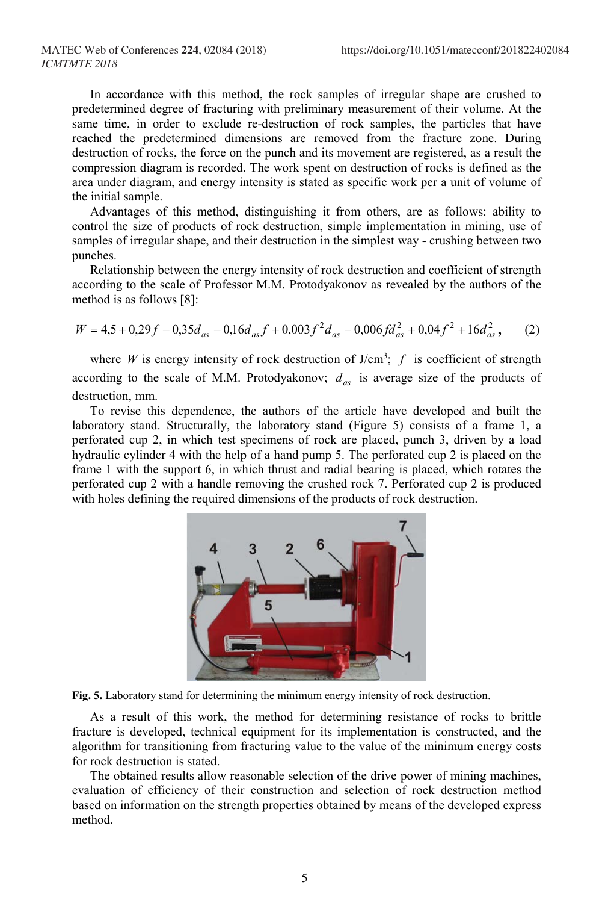In accordance with this method, the rock samples of irregular shape are crushed to predetermined degree of fracturing with preliminary measurement of their volume. At the same time, in order to exclude re-destruction of rock samples, the particles that have reached the predetermined dimensions are removed from the fracture zone. During destruction of rocks, the force on the punch and its movement are registered, as a result the compression diagram is recorded. The work spent on destruction of rocks is defined as the area under diagram, and energy intensity is stated as specific work per a unit of volume of the initial sample.

Advantages of this method, distinguishing it from others, are as follows: ability to control the size of products of rock destruction, simple implementation in mining, use of samples of irregular shape, and their destruction in the simplest way - crushing between two punches.

Relationship between the energy intensity of rock destruction and coefficient of strength according to the scale of Professor M.M. Protodyakonov as revealed by the authors of the method is as follows [8]:

$$W = 4{,}5 + 0{,}29f - 0{,}35d_{as} - 0{,}16d_{as}f + 0{,}003f^2d_{as} - 0{,}006fd_{as}^2 + 0{,}04f^2 + 16d_{as}^2, \quad (2)$$

where $W$ is energy intensity of rock destruction of J/cm$^3$; $f$ is coefficient of strength according to the scale of M.M. Protodyakonov; $d_{as}$ is average size of the products of destruction, mm.

To revise this dependence, the authors of the article have developed and built the laboratory stand. Structurally, the laboratory stand (Figure 5) consists of a frame 1, a perforated cup 2, in which test specimens of rock are placed, punch 3, driven by a load hydraulic cylinder 4 with the help of a hand pump 5. The perforated cup 2 is placed on the frame 1 with the support 6, in which thrust and radial bearing is placed, which rotates the perforated cup 2 with a handle removing the crushed rock 7. Perforated cup 2 is produced with holes defining the required dimensions of the products of rock destruction.

**Fig. 5.** Laboratory stand for determining the minimum energy intensity of rock destruction.

As a result of this work, the method for determining resistance of rocks to brittle fracture is developed, technical equipment for its implementation is constructed, and the algorithm for transitioning from fracturing value to the value of the minimum energy costs for rock destruction is stated.

The obtained results allow reasonable selection of the drive power of mining machines, evaluation of efficiency of their construction and selection of rock destruction method based on information on the strength properties obtained by means of the developed express method.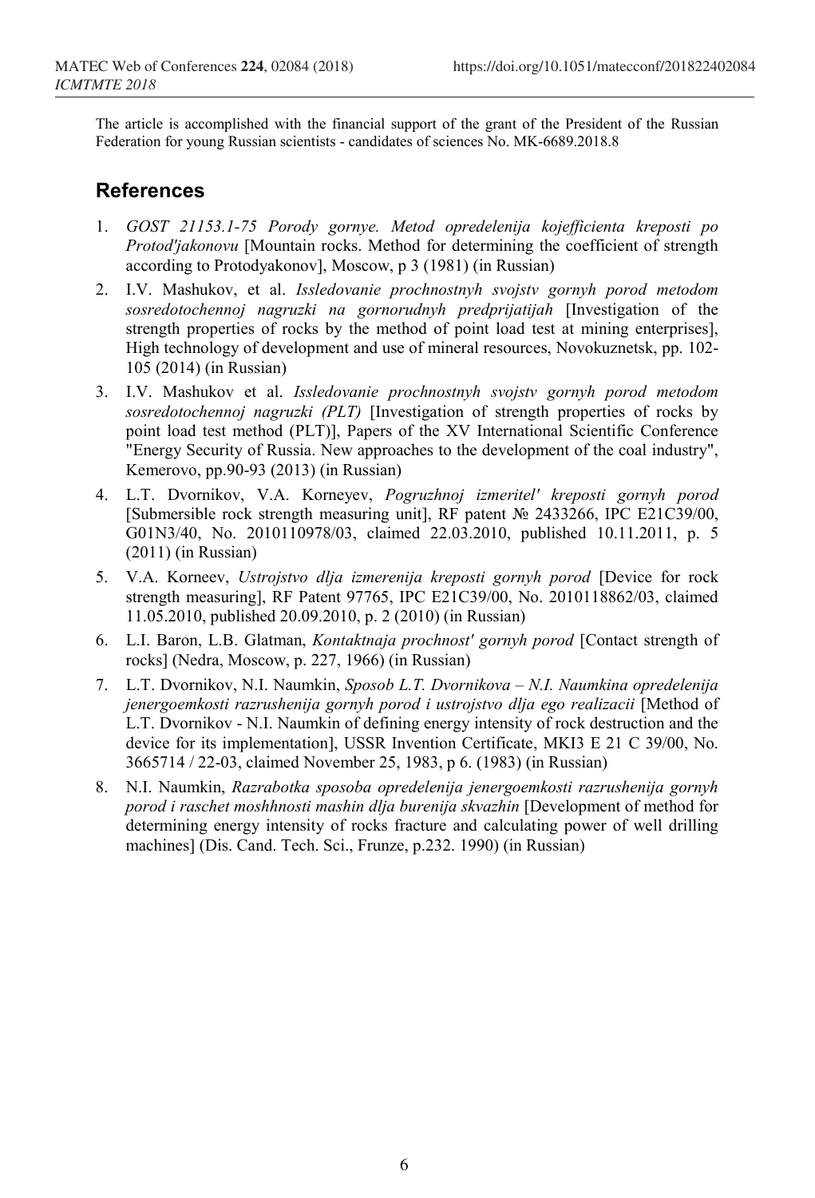The article is accomplished with the financial support of the grant of the President of the Russian Federation for young Russian scientists - candidates of sciences No. MK-6689.2018.8

## References

1. *GOST 21153.1-75 Porody gornye. Metod opredelenija kojefficienta kreposti po Protod'jakonovu* [Mountain rocks. Method for determining the coefficient of strength according to Protodyakonov], Moscow, p 3 (1981) (in Russian)
2. I.V. Mashukov, et al. *Issledovanie prochnostnyh svojstv gornyh porod metodom sosredotochennoj nagruzki na gornorudnyh predprijatijah* [Investigation of the strength properties of rocks by the method of point load test at mining enterprises], High technology of development and use of mineral resources, Novokuznetsk, pp. 102-105 (2014) (in Russian)
3. I.V. Mashukov et al. *Issledovanie prochnostnyh svojstv gornyh porod metodom sosredotochennoj nagruzki (PLT)* [Investigation of strength properties of rocks by point load test method (PLT)], Papers of the XV International Scientific Conference "Energy Security of Russia. New approaches to the development of the coal industry", Kemerovo, pp.90-93 (2013) (in Russian)
4. L.T. Dvornikov, V.A. Korneyev, *Pogruzhnoj izmeritel' kreposti gornyh porod* [Submersible rock strength measuring unit], RF patent № 2433266, IPC E21C39/00, G01N3/40, No. 2010110978/03, claimed 22.03.2010, published 10.11.2011, p. 5 (2011) (in Russian)
5. V.A. Korneev, *Ustrojstvo dlja izmerenija kreposti gornyh porod* [Device for rock strength measuring], RF Patent 97765, IPC E21C39/00, No. 2010118862/03, claimed 11.05.2010, published 20.09.2010, p. 2 (2010) (in Russian)
6. L.I. Baron, L.B. Glatman, *Kontaktnaja prochnost' gornyh porod* [Contact strength of rocks] (Nedra, Moscow, p. 227, 1966) (in Russian)
7. L.T. Dvornikov, N.I. Naumkin, *Sposob L.T. Dvornikova – N.I. Naumkina opredelenija jenergoemkosti razrushenija gornyh porod i ustrojstvo dlja ego realizacii* [Method of L.T. Dvornikov - N.I. Naumkin of defining energy intensity of rock destruction and the device for its implementation], USSR Invention Certificate, MKI3 E 21 C 39/00, No. 3665714 / 22-03, claimed November 25, 1983, p 6. (1983) (in Russian)
8. N.I. Naumkin, *Razrabotka sposoba opredelenija jenergoemkosti razrushenija gornyh porod i raschet moshhnosti mashin dlja burenija skvazhin* [Development of method for determining energy intensity of rocks fracture and calculating power of well drilling machines] (Dis. Cand. Tech. Sci., Frunze, p.232. 1990) (in Russian)